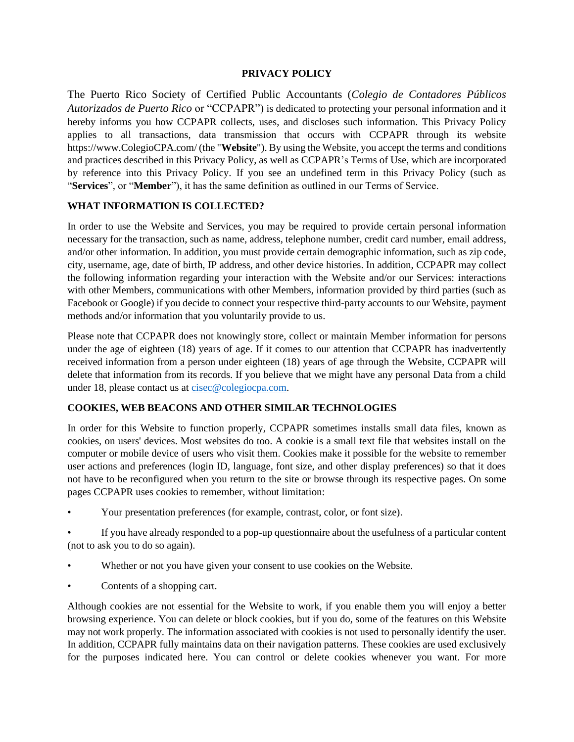# PRIVACY POLICY

The Puerto Rico Society of Certified Public Accountants (*Colegio de Contadores Públicos Autorizados de Puerto Rico* or "CCPAPR") is dedicated to protecting your personal information and it hereby informs you how CCPAPR collects, uses, and discloses such information. This Privacy Policy applies to all transactions, data transmission that occurs with CCPAPR through its website https://www.ColegioCPA.com/ (the "**Website**"). By using the Website, you accept the terms and conditions and practices described in this Privacy Policy, as well as CCPAPR's Terms of Use, which are incorporated by reference into this Privacy Policy. If you see an undefined term in this Privacy Policy (such as "**Services**", or "**Member**"), it has the same definition as outlined in our Terms of Service.

## WHAT INFORMATION IS COLLECTED?

In order to use the Website and Services, you may be required to provide certain personal information necessary for the transaction, such as name, address, telephone number, credit card number, email address, and/or other information. In addition, you must provide certain demographic information, such as zip code, city, username, age, date of birth, IP address, and other device histories. In addition, CCPAPR may collect the following information regarding your interaction with the Website and/or our Services: interactions with other Members, communications with other Members, information provided by third parties (such as Facebook or Google) if you decide to connect your respective third-party accounts to our Website, payment methods and/or information that you voluntarily provide to us.

Please note that CCPAPR does not knowingly store, collect or maintain Member information for persons under the age of eighteen (18) years of age. If it comes to our attention that CCPAPR has inadvertently received information from a person under eighteen (18) years of age through the Website, CCPAPR will delete that information from its records. If you believe that we might have any personal Data from a child under 18, please contact us at cisec@colegiocpa.com.

## COOKIES, WEB BEACONS AND OTHER SIMILAR TECHNOLOGIES

In order for this Website to function properly, CCPAPR sometimes installs small data files, known as cookies, on users' devices. Most websites do too. A cookie is a small text file that websites install on the computer or mobile device of users who visit them. Cookies make it possible for the website to remember user actions and preferences (login ID, language, font size, and other display preferences) so that it does not have to be reconfigured when you return to the site or browse through its respective pages. On some pages CCPAPR uses cookies to remember, without limitation:

- Your presentation preferences (for example, contrast, color, or font size).
- If you have already responded to a pop-up questionnaire about the usefulness of a particular content (not to ask you to do so again).
- Whether or not you have given your consent to use cookies on the Website.
- Contents of a shopping cart.

Although cookies are not essential for the Website to work, if you enable them you will enjoy a better browsing experience. You can delete or block cookies, but if you do, some of the features on this Website may not work properly. The information associated with cookies is not used to personally identify the user. In addition, CCPAPR fully maintains data on their navigation patterns. These cookies are used exclusively for the purposes indicated here. You can control or delete cookies whenever you want. For more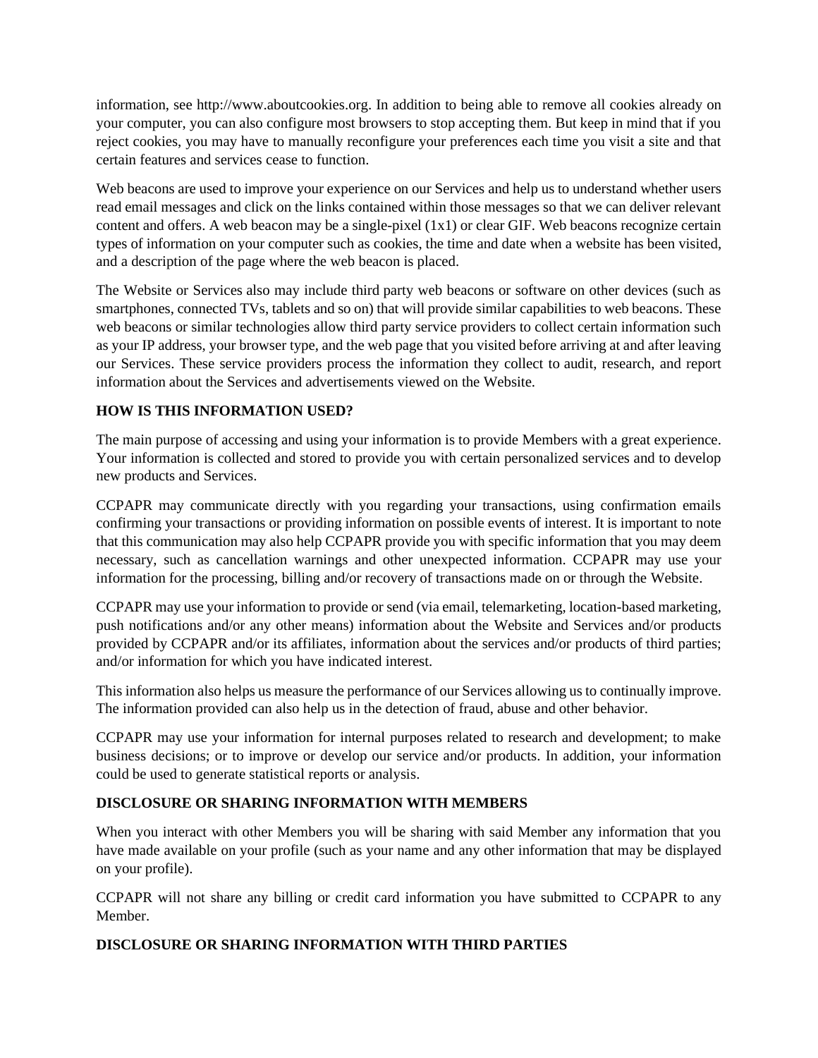information, see http://www.aboutcookies.org. In addition to being able to remove all cookies already on your computer, you can also configure most browsers to stop accepting them. But keep in mind that if you reject cookies, you may have to manually reconfigure your preferences each time you visit a site and that certain features and services cease to function.

Web beacons are used to improve your experience on our Services and help us to understand whether users read email messages and click on the links contained within those messages so that we can deliver relevant content and offers. A web beacon may be a single-pixel (1x1) or clear GIF. Web beacons recognize certain types of information on your computer such as cookies, the time and date when a website has been visited, and a description of the page where the web beacon is placed.

The Website or Services also may include third party web beacons or software on other devices (such as smartphones, connected TVs, tablets and so on) that will provide similar capabilities to web beacons. These web beacons or similar technologies allow third party service providers to collect certain information such as your IP address, your browser type, and the web page that you visited before arriving at and after leaving our Services. These service providers process the information they collect to audit, research, and report information about the Services and advertisements viewed on the Website.

**HOW IS THIS INFORMATION USED?**

The main purpose of accessing and using your information is to provide Members with a great experience. Your information is collected and stored to provide you with certain personalized services and to develop new products and Services.

CCPAPR may communicate directly with you regarding your transactions, using confirmation emails confirming your transactions or providing information on possible events of interest. It is important to note that this communication may also help CCPAPR provide you with specific information that you may deem necessary, such as cancellation warnings and other unexpected information. CCPAPR may use your information for the processing, billing and/or recovery of transactions made on or through the Website.

CCPAPR may use your information to provide or send (via email, telemarketing, location-based marketing, push notifications and/or any other means) information about the Website and Services and/or products provided by CCPAPR and/or its affiliates, information about the services and/or products of third parties; and/or information for which you have indicated interest.

This information also helps us measure the performance of our Services allowing us to continually improve. The information provided can also help us in the detection of fraud, abuse and other behavior.

CCPAPR may use your information for internal purposes related to research and development; to make business decisions; or to improve or develop our service and/or products. In addition, your information could be used to generate statistical reports or analysis.

**DISCLOSURE OR SHARING INFORMATION WITH MEMBERS**

When you interact with other Members you will be sharing with said Member any information that you have made available on your profile (such as your name and any other information that may be displayed on your profile).

CCPAPR will not share any billing or credit card information you have submitted to CCPAPR to any Member.

**DISCLOSURE OR SHARING INFORMATION WITH THIRD PARTIES**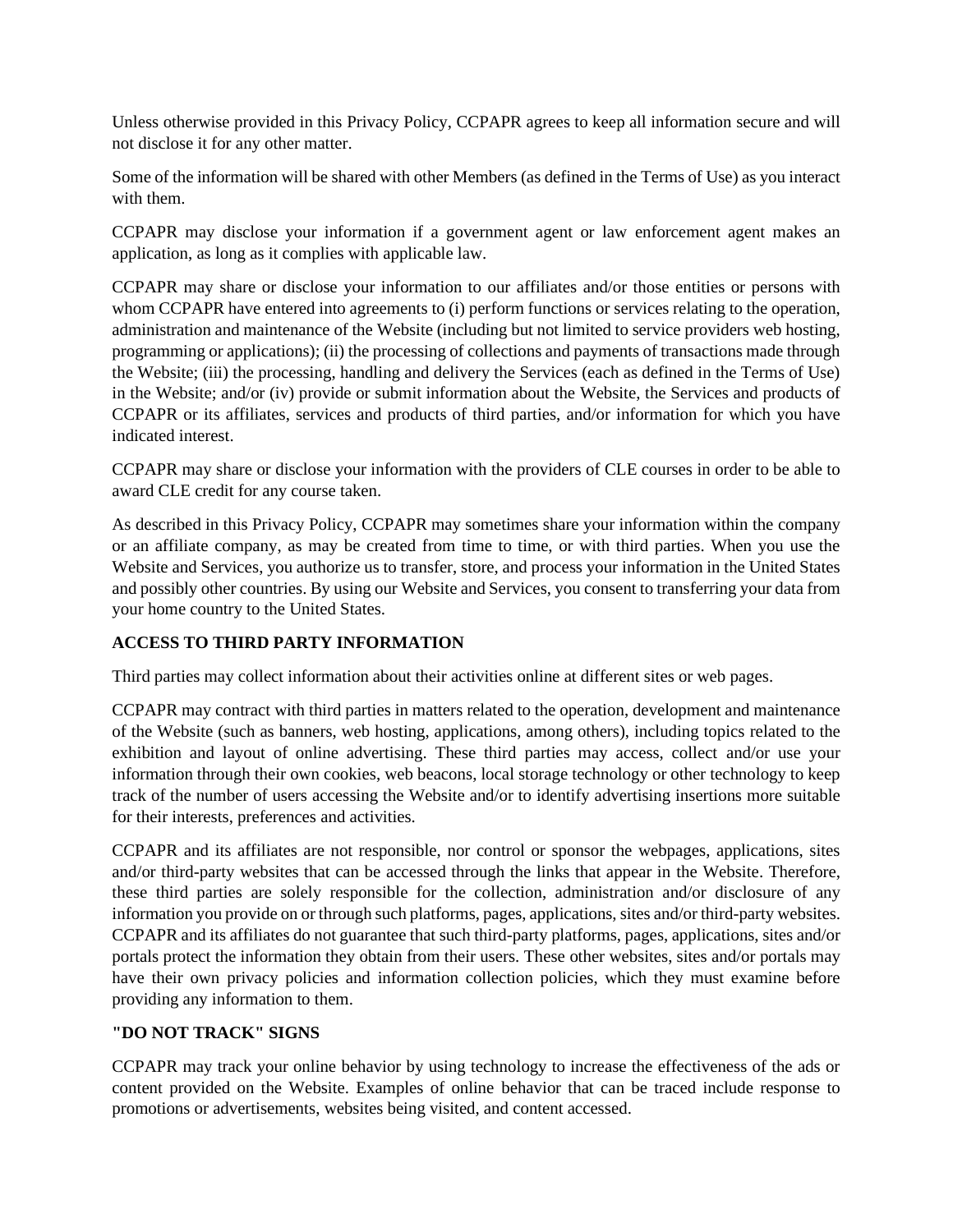Unless otherwise provided in this Privacy Policy, CCPAPR agrees to keep all information secure and will not disclose it for any other matter.

Some of the information will be shared with other Members (as defined in the Terms of Use) as you interact with them.

CCPAPR may disclose your information if a government agent or law enforcement agent makes an application, as long as it complies with applicable law.

CCPAPR may share or disclose your information to our affiliates and/or those entities or persons with whom CCPAPR have entered into agreements to (i) perform functions or services relating to the operation, administration and maintenance of the Website (including but not limited to service providers web hosting, programming or applications); (ii) the processing of collections and payments of transactions made through the Website; (iii) the processing, handling and delivery the Services (each as defined in the Terms of Use) in the Website; and/or (iv) provide or submit information about the Website, the Services and products of CCPAPR or its affiliates, services and products of third parties, and/or information for which you have indicated interest.

CCPAPR may share or disclose your information with the providers of CLE courses in order to be able to award CLE credit for any course taken.

As described in this Privacy Policy, CCPAPR may sometimes share your information within the company or an affiliate company, as may be created from time to time, or with third parties. When you use the Website and Services, you authorize us to transfer, store, and process your information in the United States and possibly other countries. By using our Website and Services, you consent to transferring your data from your home country to the United States.

**ACCESS TO THIRD PARTY INFORMATION**

Third parties may collect information about their activities online at different sites or web pages.

CCPAPR may contract with third parties in matters related to the operation, development and maintenance of the Website (such as banners, web hosting, applications, among others), including topics related to the exhibition and layout of online advertising. These third parties may access, collect and/or use your information through their own cookies, web beacons, local storage technology or other technology to keep track of the number of users accessing the Website and/or to identify advertising insertions more suitable for their interests, preferences and activities.

CCPAPR and its affiliates are not responsible, nor control or sponsor the webpages, applications, sites and/or third-party websites that can be accessed through the links that appear in the Website. Therefore, these third parties are solely responsible for the collection, administration and/or disclosure of any information you provide on or through such platforms, pages, applications, sites and/or third-party websites. CCPAPR and its affiliates do not guarantee that such third-party platforms, pages, applications, sites and/or portals protect the information they obtain from their users. These other websites, sites and/or portals may have their own privacy policies and information collection policies, which they must examine before providing any information to them.

**"DO NOT TRACK" SIGNS**

CCPAPR may track your online behavior by using technology to increase the effectiveness of the ads or content provided on the Website. Examples of online behavior that can be traced include response to promotions or advertisements, websites being visited, and content accessed.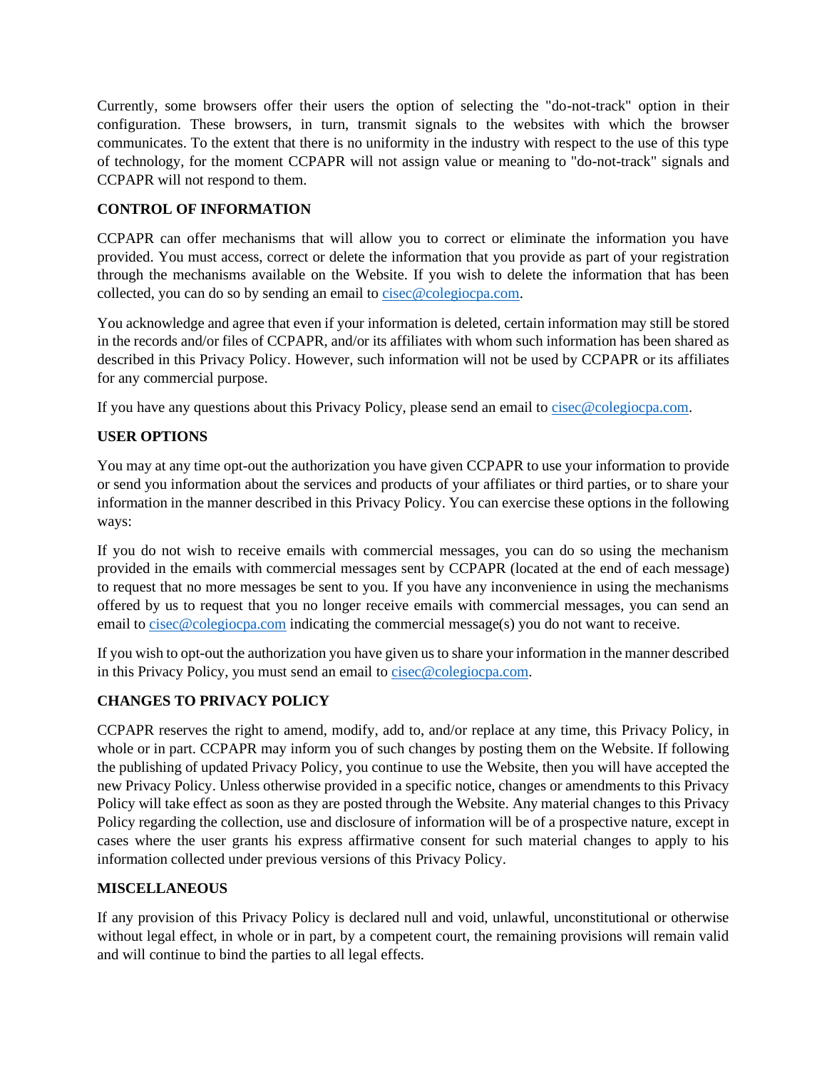Currently, some browsers offer their users the option of selecting the "do-not-track" option in their configuration. These browsers, in turn, transmit signals to the websites with which the browser communicates. To the extent that there is no uniformity in the industry with respect to the use of this type of technology, for the moment CCPAPR will not assign value or meaning to "do-not-track" signals and CCPAPR will not respond to them.

**CONTROL OF INFORMATION**

CCPAPR can offer mechanisms that will allow you to correct or eliminate the information you have provided. You must access, correct or delete the information that you provide as part of your registration through the mechanisms available on the Website. If you wish to delete the information that has been collected, you can do so by sending an email to cisec@colegiocpa.com.

You acknowledge and agree that even if your information is deleted, certain information may still be stored in the records and/or files of CCPAPR, and/or its affiliates with whom such information has been shared as described in this Privacy Policy. However, such information will not be used by CCPAPR or its affiliates for any commercial purpose.

If you have any questions about this Privacy Policy, please send an email to cisec@colegiocpa.com.

**USER OPTIONS**

You may at any time opt-out the authorization you have given CCPAPR to use your information to provide or send you information about the services and products of your affiliates or third parties, or to share your information in the manner described in this Privacy Policy. You can exercise these options in the following ways:

If you do not wish to receive emails with commercial messages, you can do so using the mechanism provided in the emails with commercial messages sent by CCPAPR (located at the end of each message) to request that no more messages be sent to you. If you have any inconvenience in using the mechanisms offered by us to request that you no longer receive emails with commercial messages, you can send an email to cisec@colegiocpa.com indicating the commercial message(s) you do not want to receive.

If you wish to opt-out the authorization you have given us to share your information in the manner described in this Privacy Policy, you must send an email to cisec@colegiocpa.com.

**CHANGES TO PRIVACY POLICY**

CCPAPR reserves the right to amend, modify, add to, and/or replace at any time, this Privacy Policy, in whole or in part. CCPAPR may inform you of such changes by posting them on the Website. If following the publishing of updated Privacy Policy, you continue to use the Website, then you will have accepted the new Privacy Policy. Unless otherwise provided in a specific notice, changes or amendments to this Privacy Policy will take effect as soon as they are posted through the Website. Any material changes to this Privacy Policy regarding the collection, use and disclosure of information will be of a prospective nature, except in cases where the user grants his express affirmative consent for such material changes to apply to his information collected under previous versions of this Privacy Policy.

**MISCELLANEOUS**

If any provision of this Privacy Policy is declared null and void, unlawful, unconstitutional or otherwise without legal effect, in whole or in part, by a competent court, the remaining provisions will remain valid and will continue to bind the parties to all legal effects.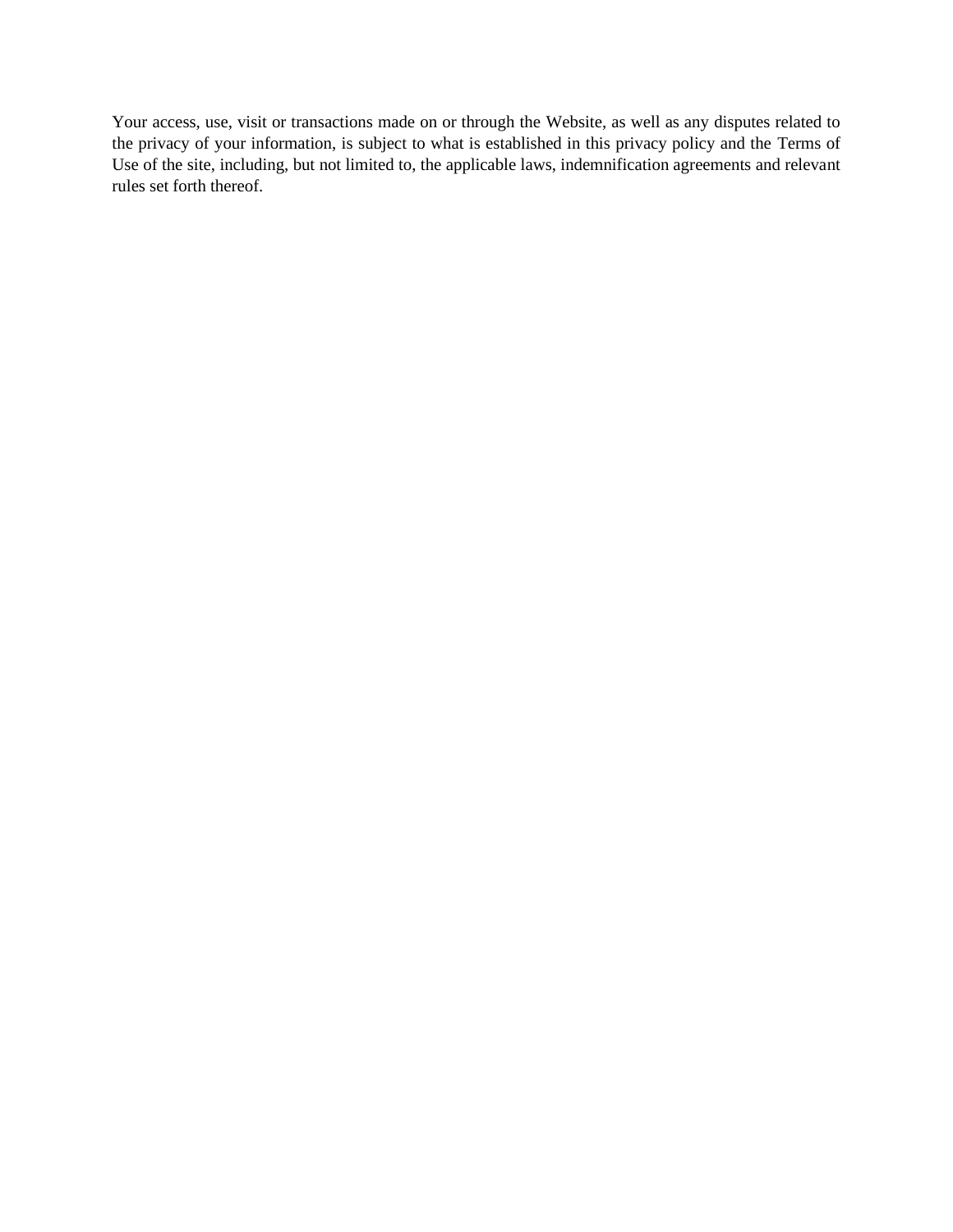Your access, use, visit or transactions made on or through the Website, as well as any disputes related to the privacy of your information, is subject to what is established in this privacy policy and the Terms of Use of the site, including, but not limited to, the applicable laws, indemnification agreements and relevant rules set forth thereof.